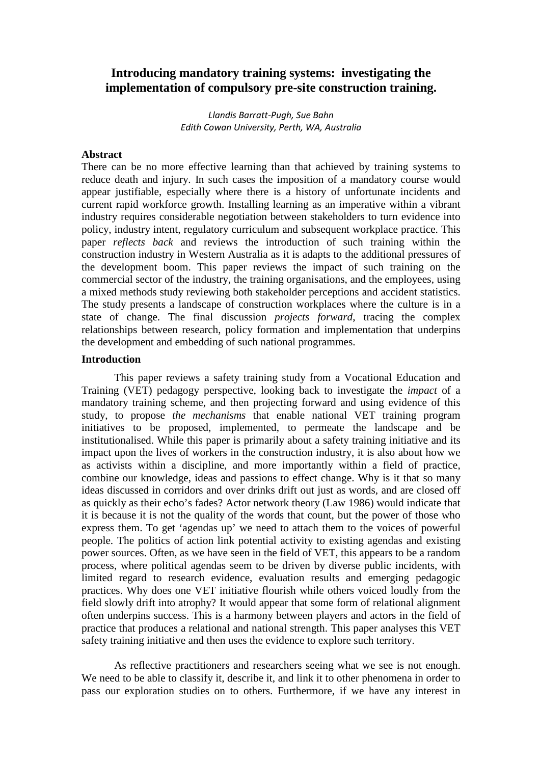# Introducing mandatory training systems: investigating the implementation of compulsory pre-site construction training.

*Llandis Barratt-Pugh, Sue Bahn*
*Edith Cowan University, Perth, WA, Australia*

## Abstract

There can be no more effective learning than that achieved by training systems to reduce death and injury. In such cases the imposition of a mandatory course would appear justifiable, especially where there is a history of unfortunate incidents and current rapid workforce growth. Installing learning as an imperative within a vibrant industry requires considerable negotiation between stakeholders to turn evidence into policy, industry intent, regulatory curriculum and subsequent workplace practice. This paper *reflects back* and reviews the introduction of such training within the construction industry in Western Australia as it is adapts to the additional pressures of the development boom. This paper reviews the impact of such training on the commercial sector of the industry, the training organisations, and the employees, using a mixed methods study reviewing both stakeholder perceptions and accident statistics. The study presents a landscape of construction workplaces where the culture is in a state of change. The final discussion *projects forward*, tracing the complex relationships between research, policy formation and implementation that underpins the development and embedding of such national programmes.

## Introduction

This paper reviews a safety training study from a Vocational Education and Training (VET) pedagogy perspective, looking back to investigate the *impact* of a mandatory training scheme, and then projecting forward and using evidence of this study, to propose *the mechanisms* that enable national VET training program initiatives to be proposed, implemented, to permeate the landscape and be institutionalised. While this paper is primarily about a safety training initiative and its impact upon the lives of workers in the construction industry, it is also about how we as activists within a discipline, and more importantly within a field of practice, combine our knowledge, ideas and passions to effect change. Why is it that so many ideas discussed in corridors and over drinks drift out just as words, and are closed off as quickly as their echo's fades? Actor network theory (Law 1986) would indicate that it is because it is not the quality of the words that count, but the power of those who express them. To get 'agendas up' we need to attach them to the voices of powerful people. The politics of action link potential activity to existing agendas and existing power sources. Often, as we have seen in the field of VET, this appears to be a random process, where political agendas seem to be driven by diverse public incidents, with limited regard to research evidence, evaluation results and emerging pedagogic practices. Why does one VET initiative flourish while others voiced loudly from the field slowly drift into atrophy? It would appear that some form of relational alignment often underpins success. This is a harmony between players and actors in the field of practice that produces a relational and national strength. This paper analyses this VET safety training initiative and then uses the evidence to explore such territory.

As reflective practitioners and researchers seeing what we see is not enough. We need to be able to classify it, describe it, and link it to other phenomena in order to pass our exploration studies on to others. Furthermore, if we have any interest in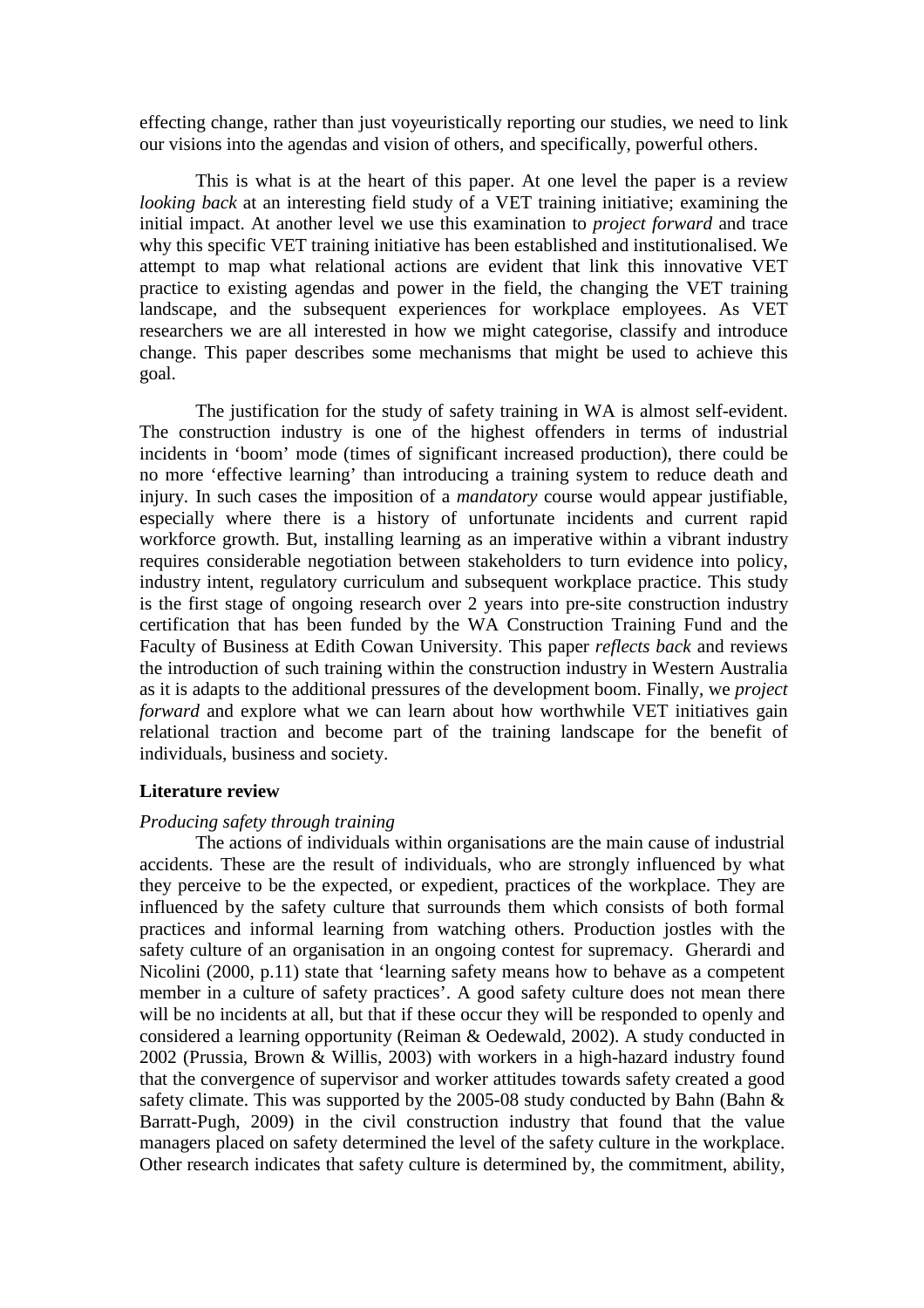effecting change, rather than just voyeuristically reporting our studies, we need to link our visions into the agendas and vision of others, and specifically, powerful others.

This is what is at the heart of this paper. At one level the paper is a review *looking back* at an interesting field study of a VET training initiative; examining the initial impact. At another level we use this examination to *project forward* and trace why this specific VET training initiative has been established and institutionalised. We attempt to map what relational actions are evident that link this innovative VET practice to existing agendas and power in the field, the changing the VET training landscape, and the subsequent experiences for workplace employees. As VET researchers we are all interested in how we might categorise, classify and introduce change. This paper describes some mechanisms that might be used to achieve this goal.

The justification for the study of safety training in WA is almost self-evident. The construction industry is one of the highest offenders in terms of industrial incidents in 'boom' mode (times of significant increased production), there could be no more 'effective learning' than introducing a training system to reduce death and injury. In such cases the imposition of a *mandatory* course would appear justifiable, especially where there is a history of unfortunate incidents and current rapid workforce growth. But, installing learning as an imperative within a vibrant industry requires considerable negotiation between stakeholders to turn evidence into policy, industry intent, regulatory curriculum and subsequent workplace practice. This study is the first stage of ongoing research over 2 years into pre-site construction industry certification that has been funded by the WA Construction Training Fund and the Faculty of Business at Edith Cowan University. This paper *reflects back* and reviews the introduction of such training within the construction industry in Western Australia as it is adapts to the additional pressures of the development boom. Finally, we *project forward* and explore what we can learn about how worthwhile VET initiatives gain relational traction and become part of the training landscape for the benefit of individuals, business and society.

## Literature review

### *Producing safety through training*

The actions of individuals within organisations are the main cause of industrial accidents. These are the result of individuals, who are strongly influenced by what they perceive to be the expected, or expedient, practices of the workplace. They are influenced by the safety culture that surrounds them which consists of both formal practices and informal learning from watching others. Production jostles with the safety culture of an organisation in an ongoing contest for supremacy. Gherardi and Nicolini (2000, p.11) state that 'learning safety means how to behave as a competent member in a culture of safety practices'. A good safety culture does not mean there will be no incidents at all, but that if these occur they will be responded to openly and considered a learning opportunity (Reiman & Oedewald, 2002). A study conducted in 2002 (Prussia, Brown & Willis, 2003) with workers in a high-hazard industry found that the convergence of supervisor and worker attitudes towards safety created a good safety climate. This was supported by the 2005-08 study conducted by Bahn (Bahn & Barratt-Pugh, 2009) in the civil construction industry that found that the value managers placed on safety determined the level of the safety culture in the workplace. Other research indicates that safety culture is determined by, the commitment, ability,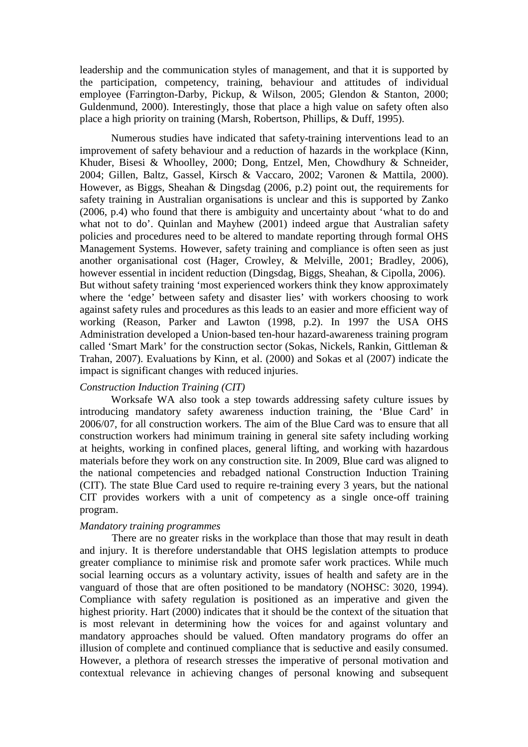leadership and the communication styles of management, and that it is supported by the participation, competency, training, behaviour and attitudes of individual employee (Farrington-Darby, Pickup, & Wilson, 2005; Glendon & Stanton, 2000; Guldenmund, 2000). Interestingly, those that place a high value on safety often also place a high priority on training (Marsh, Robertson, Phillips, & Duff, 1995).

Numerous studies have indicated that safety-training interventions lead to an improvement of safety behaviour and a reduction of hazards in the workplace (Kinn, Khuder, Bisesi & Whoolley, 2000; Dong, Entzel, Men, Chowdhury & Schneider, 2004; Gillen, Baltz, Gassel, Kirsch & Vaccaro, 2002; Varonen & Mattila, 2000). However, as Biggs, Sheahan & Dingsdag (2006, p.2) point out, the requirements for safety training in Australian organisations is unclear and this is supported by Zanko (2006, p.4) who found that there is ambiguity and uncertainty about 'what to do and what not to do'. Quinlan and Mayhew (2001) indeed argue that Australian safety policies and procedures need to be altered to mandate reporting through formal OHS Management Systems. However, safety training and compliance is often seen as just another organisational cost (Hager, Crowley, & Melville, 2001; Bradley, 2006), however essential in incident reduction (Dingsdag, Biggs, Sheahan, & Cipolla, 2006). But without safety training 'most experienced workers think they know approximately where the 'edge' between safety and disaster lies' with workers choosing to work against safety rules and procedures as this leads to an easier and more efficient way of working (Reason, Parker and Lawton (1998, p.2). In 1997 the USA OHS Administration developed a Union-based ten-hour hazard-awareness training program called 'Smart Mark' for the construction sector (Sokas, Nickels, Rankin, Gittleman & Trahan, 2007). Evaluations by Kinn, et al. (2000) and Sokas et al (2007) indicate the impact is significant changes with reduced injuries.

*Construction Induction Training (CIT)*

Worksafe WA also took a step towards addressing safety culture issues by introducing mandatory safety awareness induction training, the 'Blue Card' in 2006/07, for all construction workers. The aim of the Blue Card was to ensure that all construction workers had minimum training in general site safety including working at heights, working in confined places, general lifting, and working with hazardous materials before they work on any construction site. In 2009, Blue card was aligned to the national competencies and rebadged national Construction Induction Training (CIT). The state Blue Card used to require re-training every 3 years, but the national CIT provides workers with a unit of competency as a single once-off training program.

*Mandatory training programmes*

There are no greater risks in the workplace than those that may result in death and injury. It is therefore understandable that OHS legislation attempts to produce greater compliance to minimise risk and promote safer work practices. While much social learning occurs as a voluntary activity, issues of health and safety are in the vanguard of those that are often positioned to be mandatory (NOHSC: 3020, 1994). Compliance with safety regulation is positioned as an imperative and given the highest priority. Hart (2000) indicates that it should be the context of the situation that is most relevant in determining how the voices for and against voluntary and mandatory approaches should be valued. Often mandatory programs do offer an illusion of complete and continued compliance that is seductive and easily consumed. However, a plethora of research stresses the imperative of personal motivation and contextual relevance in achieving changes of personal knowing and subsequent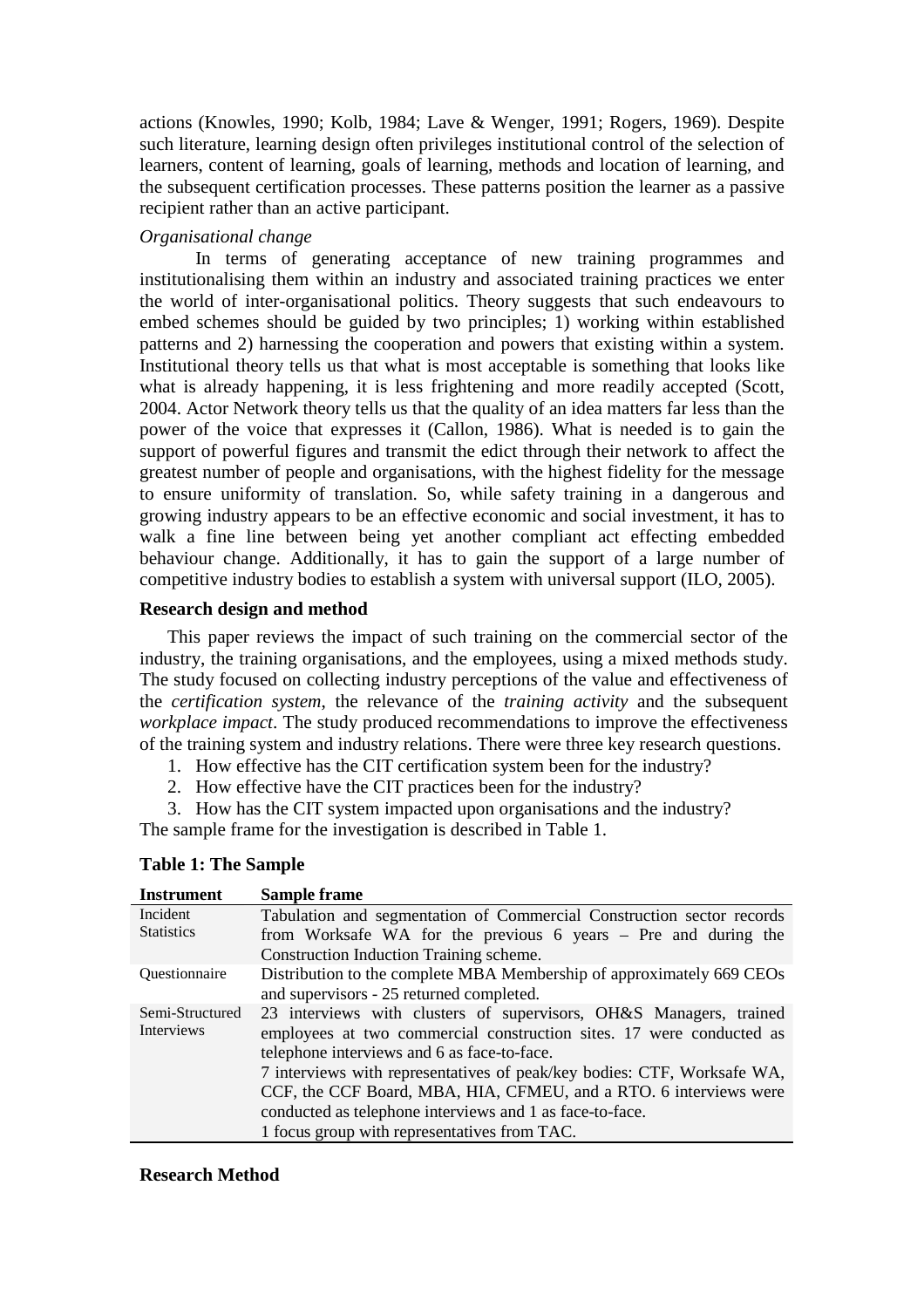actions (Knowles, 1990; Kolb, 1984; Lave & Wenger, 1991; Rogers, 1969). Despite such literature, learning design often privileges institutional control of the selection of learners, content of learning, goals of learning, methods and location of learning, and the subsequent certification processes. These patterns position the learner as a passive recipient rather than an active participant.

*Organisational change*

In terms of generating acceptance of new training programmes and institutionalising them within an industry and associated training practices we enter the world of inter-organisational politics. Theory suggests that such endeavours to embed schemes should be guided by two principles; 1) working within established patterns and 2) harnessing the cooperation and powers that existing within a system. Institutional theory tells us that what is most acceptable is something that looks like what is already happening, it is less frightening and more readily accepted (Scott, 2004. Actor Network theory tells us that the quality of an idea matters far less than the power of the voice that expresses it (Callon, 1986). What is needed is to gain the support of powerful figures and transmit the edict through their network to affect the greatest number of people and organisations, with the highest fidelity for the message to ensure uniformity of translation. So, while safety training in a dangerous and growing industry appears to be an effective economic and social investment, it has to walk a fine line between being yet another compliant act effecting embedded behaviour change. Additionally, it has to gain the support of a large number of competitive industry bodies to establish a system with universal support (ILO, 2005).

## Research design and method

This paper reviews the impact of such training on the commercial sector of the industry, the training organisations, and the employees, using a mixed methods study. The study focused on collecting industry perceptions of the value and effectiveness of the *certification system*, the relevance of the *training activity* and the subsequent *workplace impact*. The study produced recommendations to improve the effectiveness of the training system and industry relations. There were three key research questions.

1. How effective has the CIT certification system been for the industry?
2. How effective have the CIT practices been for the industry?
3. How has the CIT system impacted upon organisations and the industry?

The sample frame for the investigation is described in Table 1.

**Table 1: The Sample**

| Instrument | Sample frame |
|---|---|
| Incident Statistics | Tabulation and segmentation of Commercial Construction sector records from Worksafe WA for the previous 6 years – Pre and during the Construction Induction Training scheme. |
| Questionnaire | Distribution to the complete MBA Membership of approximately 669 CEOs and supervisors - 25 returned completed. |
| Semi-Structured Interviews | 23 interviews with clusters of supervisors, OH&S Managers, trained employees at two commercial construction sites. 17 were conducted as telephone interviews and 6 as face-to-face.<br>7 interviews with representatives of peak/key bodies: CTF, Worksafe WA, CCF, the CCF Board, MBA, HIA, CFMEU, and a RTO. 6 interviews were conducted as telephone interviews and 1 as face-to-face.<br>1 focus group with representatives from TAC. |

## Research Method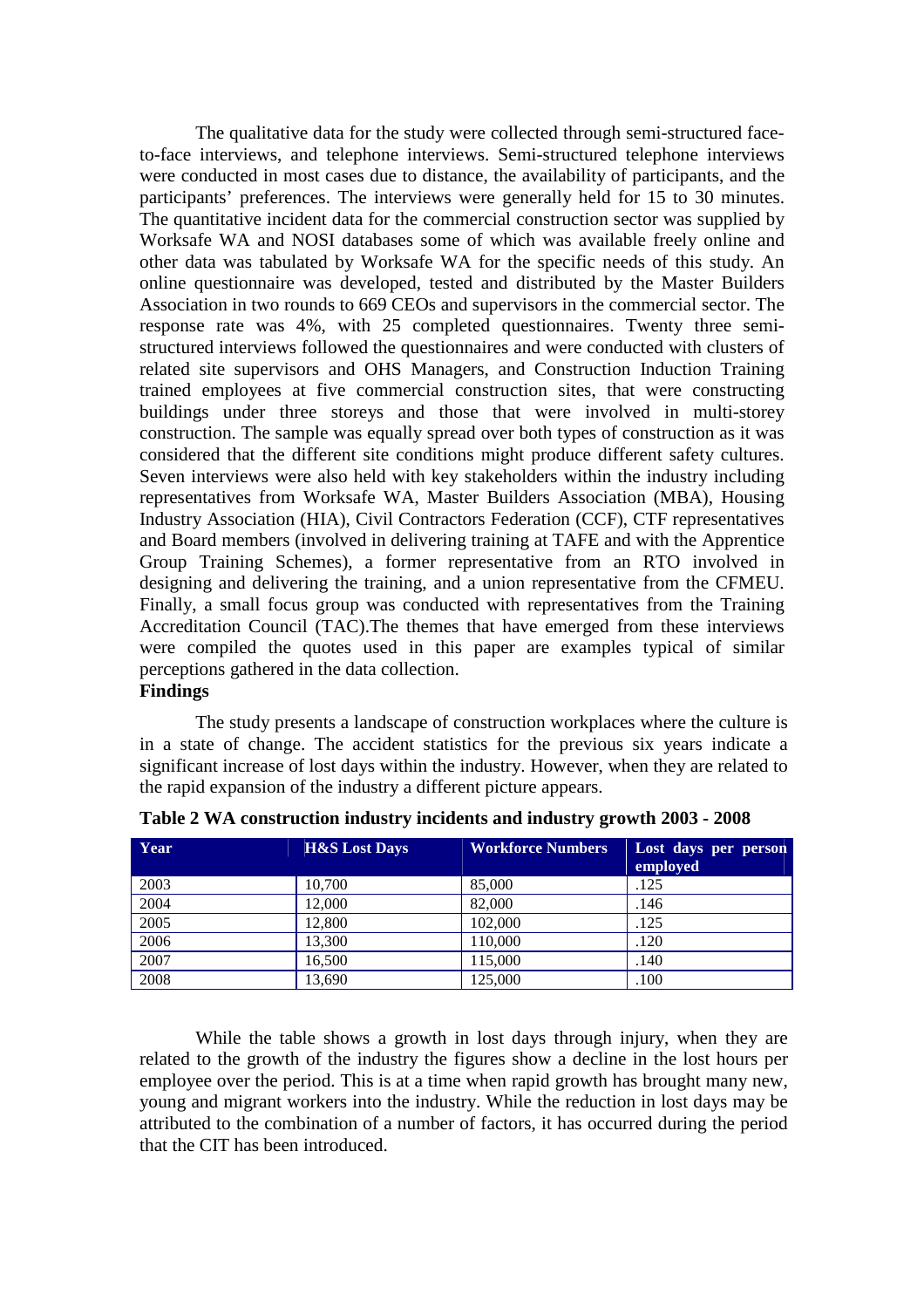The qualitative data for the study were collected through semi-structured face-to-face interviews, and telephone interviews. Semi-structured telephone interviews were conducted in most cases due to distance, the availability of participants, and the participants' preferences. The interviews were generally held for 15 to 30 minutes. The quantitative incident data for the commercial construction sector was supplied by Worksafe WA and NOSI databases some of which was available freely online and other data was tabulated by Worksafe WA for the specific needs of this study. An online questionnaire was developed, tested and distributed by the Master Builders Association in two rounds to 669 CEOs and supervisors in the commercial sector. The response rate was 4%, with 25 completed questionnaires. Twenty three semi-structured interviews followed the questionnaires and were conducted with clusters of related site supervisors and OHS Managers, and Construction Induction Training trained employees at five commercial construction sites, that were constructing buildings under three storeys and those that were involved in multi-storey construction. The sample was equally spread over both types of construction as it was considered that the different site conditions might produce different safety cultures. Seven interviews were also held with key stakeholders within the industry including representatives from Worksafe WA, Master Builders Association (MBA), Housing Industry Association (HIA), Civil Contractors Federation (CCF), CTF representatives and Board members (involved in delivering training at TAFE and with the Apprentice Group Training Schemes), a former representative from an RTO involved in designing and delivering the training, and a union representative from the CFMEU. Finally, a small focus group was conducted with representatives from the Training Accreditation Council (TAC).The themes that have emerged from these interviews were compiled the quotes used in this paper are examples typical of similar perceptions gathered in the data collection.

## Findings

The study presents a landscape of construction workplaces where the culture is in a state of change. The accident statistics for the previous six years indicate a significant increase of lost days within the industry. However, when they are related to the rapid expansion of the industry a different picture appears.

**Table 2 WA construction industry incidents and industry growth 2003 - 2008**

| Year | H&S Lost Days | Workforce Numbers | Lost days per person employed |
|---|---|---|---|
| 2003 | 10,700 | 85,000 | .125 |
| 2004 | 12,000 | 82,000 | .146 |
| 2005 | 12,800 | 102,000 | .125 |
| 2006 | 13,300 | 110,000 | .120 |
| 2007 | 16,500 | 115,000 | .140 |
| 2008 | 13,690 | 125,000 | .100 |

While the table shows a growth in lost days through injury, when they are related to the growth of the industry the figures show a decline in the lost hours per employee over the period. This is at a time when rapid growth has brought many new, young and migrant workers into the industry. While the reduction in lost days may be attributed to the combination of a number of factors, it has occurred during the period that the CIT has been introduced.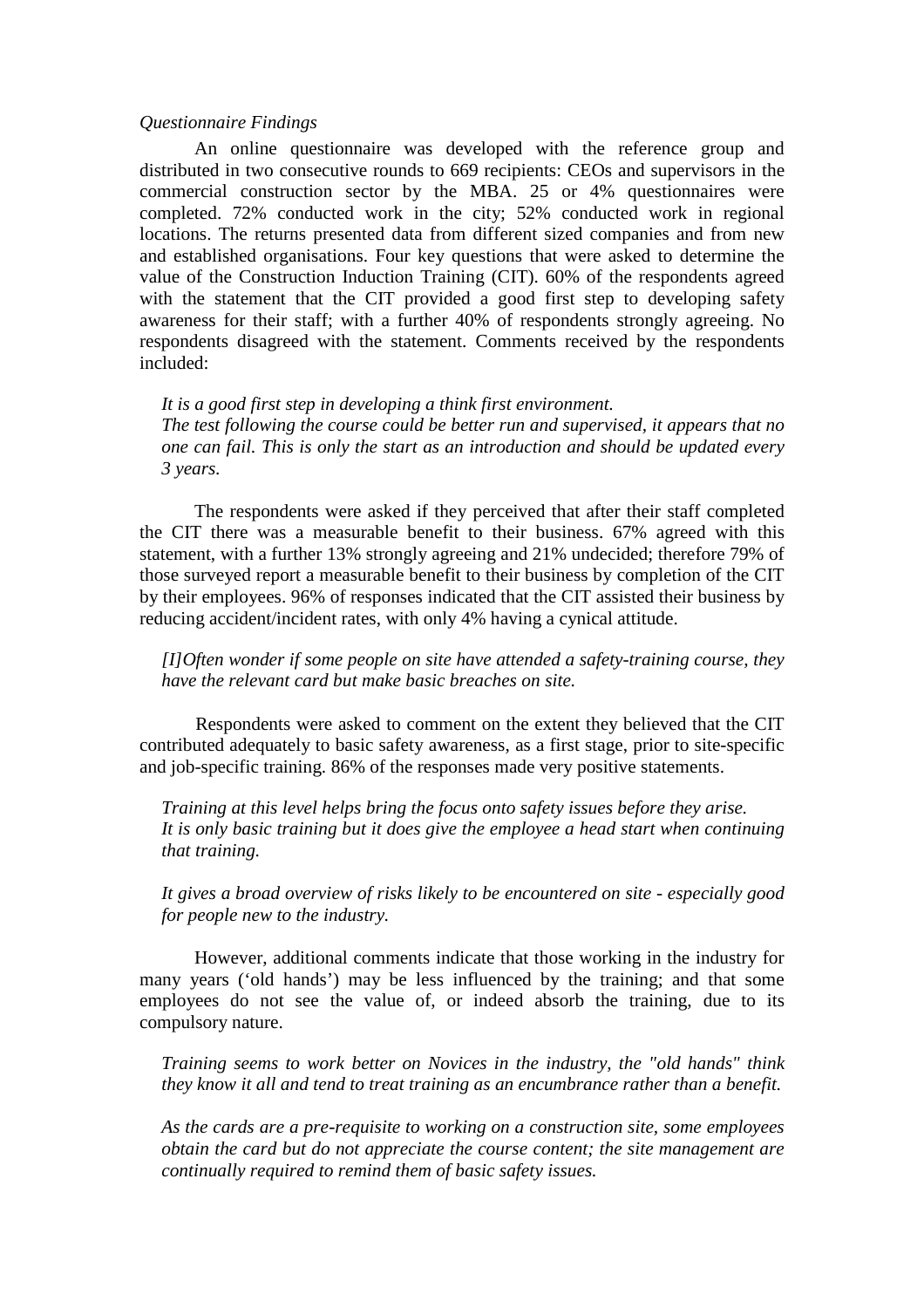*Questionnaire Findings*

An online questionnaire was developed with the reference group and distributed in two consecutive rounds to 669 recipients: CEOs and supervisors in the commercial construction sector by the MBA. 25 or 4% questionnaires were completed. 72% conducted work in the city; 52% conducted work in regional locations. The returns presented data from different sized companies and from new and established organisations. Four key questions that were asked to determine the value of the Construction Induction Training (CIT). 60% of the respondents agreed with the statement that the CIT provided a good first step to developing safety awareness for their staff; with a further 40% of respondents strongly agreeing. No respondents disagreed with the statement. Comments received by the respondents included:

> *It is a good first step in developing a think first environment.*
> *The test following the course could be better run and supervised, it appears that no one can fail. This is only the start as an introduction and should be updated every 3 years.*

The respondents were asked if they perceived that after their staff completed the CIT there was a measurable benefit to their business. 67% agreed with this statement, with a further 13% strongly agreeing and 21% undecided; therefore 79% of those surveyed report a measurable benefit to their business by completion of the CIT by their employees. 96% of responses indicated that the CIT assisted their business by reducing accident/incident rates, with only 4% having a cynical attitude.

> *[I]Often wonder if some people on site have attended a safety-training course, they have the relevant card but make basic breaches on site.*

Respondents were asked to comment on the extent they believed that the CIT contributed adequately to basic safety awareness, as a first stage, prior to site-specific and job-specific training. 86% of the responses made very positive statements.

> *Training at this level helps bring the focus onto safety issues before they arise.*
> *It is only basic training but it does give the employee a head start when continuing that training.*
>
> *It gives a broad overview of risks likely to be encountered on site - especially good for people new to the industry.*

However, additional comments indicate that those working in the industry for many years ('old hands') may be less influenced by the training; and that some employees do not see the value of, or indeed absorb the training, due to its compulsory nature.

> *Training seems to work better on Novices in the industry, the "old hands" think they know it all and tend to treat training as an encumbrance rather than a benefit.*
>
> *As the cards are a pre-requisite to working on a construction site, some employees obtain the card but do not appreciate the course content; the site management are continually required to remind them of basic safety issues.*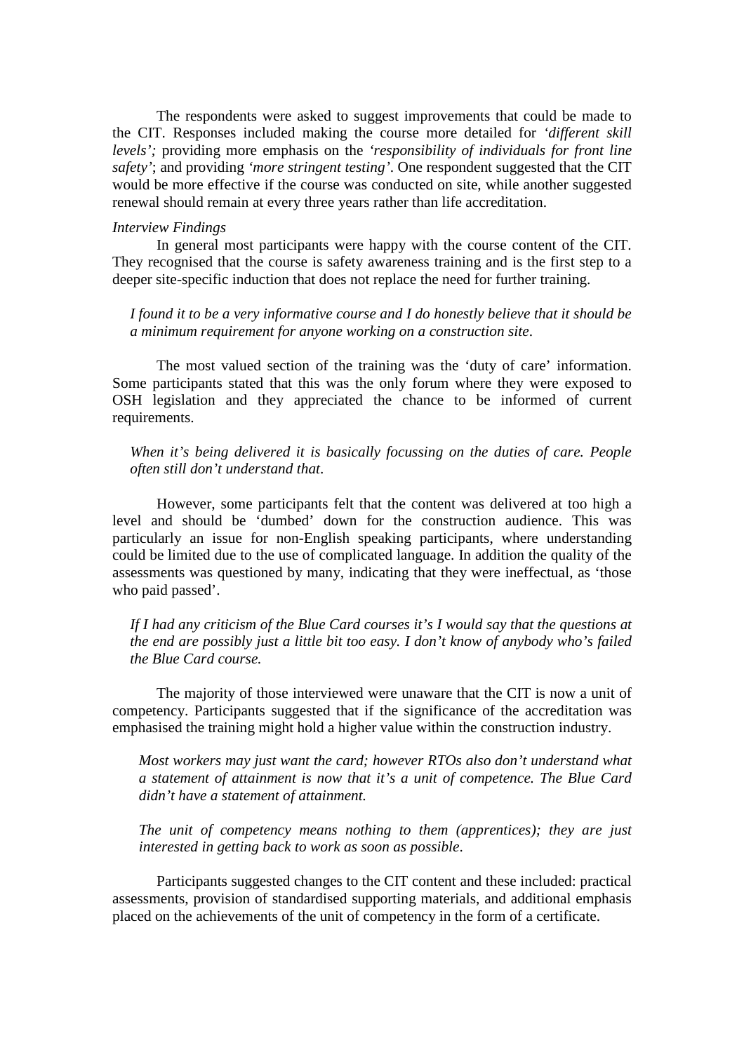The respondents were asked to suggest improvements that could be made to the CIT. Responses included making the course more detailed for *'different skill levels';* providing more emphasis on the *'responsibility of individuals for front line safety'*; and providing *'more stringent testing'*. One respondent suggested that the CIT would be more effective if the course was conducted on site, while another suggested renewal should remain at every three years rather than life accreditation.

*Interview Findings*

In general most participants were happy with the course content of the CIT. They recognised that the course is safety awareness training and is the first step to a deeper site-specific induction that does not replace the need for further training.

> *I found it to be a very informative course and I do honestly believe that it should be a minimum requirement for anyone working on a construction site*.

The most valued section of the training was the 'duty of care' information. Some participants stated that this was the only forum where they were exposed to OSH legislation and they appreciated the chance to be informed of current requirements.

> *When it's being delivered it is basically focussing on the duties of care. People often still don't understand that*.

However, some participants felt that the content was delivered at too high a level and should be 'dumbed' down for the construction audience. This was particularly an issue for non-English speaking participants, where understanding could be limited due to the use of complicated language. In addition the quality of the assessments was questioned by many, indicating that they were ineffectual, as 'those who paid passed'.

> *If I had any criticism of the Blue Card courses it's I would say that the questions at the end are possibly just a little bit too easy. I don't know of anybody who's failed the Blue Card course.*

The majority of those interviewed were unaware that the CIT is now a unit of competency. Participants suggested that if the significance of the accreditation was emphasised the training might hold a higher value within the construction industry.

> *Most workers may just want the card; however RTOs also don't understand what a statement of attainment is now that it's a unit of competence. The Blue Card didn't have a statement of attainment.*

> *The unit of competency means nothing to them (apprentices); they are just interested in getting back to work as soon as possible*.

Participants suggested changes to the CIT content and these included: practical assessments, provision of standardised supporting materials, and additional emphasis placed on the achievements of the unit of competency in the form of a certificate.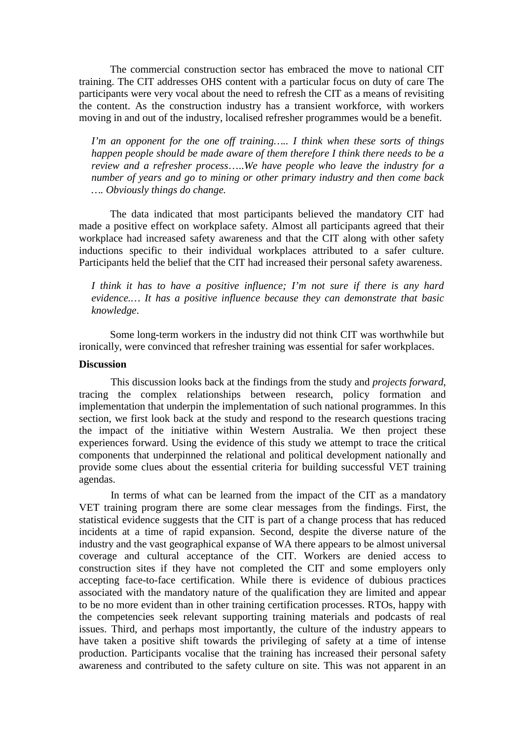The commercial construction sector has embraced the move to national CIT training. The CIT addresses OHS content with a particular focus on duty of care The participants were very vocal about the need to refresh the CIT as a means of revisiting the content. As the construction industry has a transient workforce, with workers moving in and out of the industry, localised refresher programmes would be a benefit.

> *I'm an opponent for the one off training….. I think when these sorts of things happen people should be made aware of them therefore I think there needs to be a review and a refresher process…..We have people who leave the industry for a number of years and go to mining or other primary industry and then come back …. Obviously things do change.*

The data indicated that most participants believed the mandatory CIT had made a positive effect on workplace safety. Almost all participants agreed that their workplace had increased safety awareness and that the CIT along with other safety inductions specific to their individual workplaces attributed to a safer culture. Participants held the belief that the CIT had increased their personal safety awareness.

> *I think it has to have a positive influence; I'm not sure if there is any hard evidence.… It has a positive influence because they can demonstrate that basic knowledge.*

Some long-term workers in the industry did not think CIT was worthwhile but ironically, were convinced that refresher training was essential for safer workplaces.

**Discussion**

This discussion looks back at the findings from the study and *projects forward*, tracing the complex relationships between research, policy formation and implementation that underpin the implementation of such national programmes. In this section, we first look back at the study and respond to the research questions tracing the impact of the initiative within Western Australia. We then project these experiences forward. Using the evidence of this study we attempt to trace the critical components that underpinned the relational and political development nationally and provide some clues about the essential criteria for building successful VET training agendas.

In terms of what can be learned from the impact of the CIT as a mandatory VET training program there are some clear messages from the findings. First, the statistical evidence suggests that the CIT is part of a change process that has reduced incidents at a time of rapid expansion. Second, despite the diverse nature of the industry and the vast geographical expanse of WA there appears to be almost universal coverage and cultural acceptance of the CIT. Workers are denied access to construction sites if they have not completed the CIT and some employers only accepting face-to-face certification. While there is evidence of dubious practices associated with the mandatory nature of the qualification they are limited and appear to be no more evident than in other training certification processes. RTOs, happy with the competencies seek relevant supporting training materials and podcasts of real issues. Third, and perhaps most importantly, the culture of the industry appears to have taken a positive shift towards the privileging of safety at a time of intense production. Participants vocalise that the training has increased their personal safety awareness and contributed to the safety culture on site. This was not apparent in an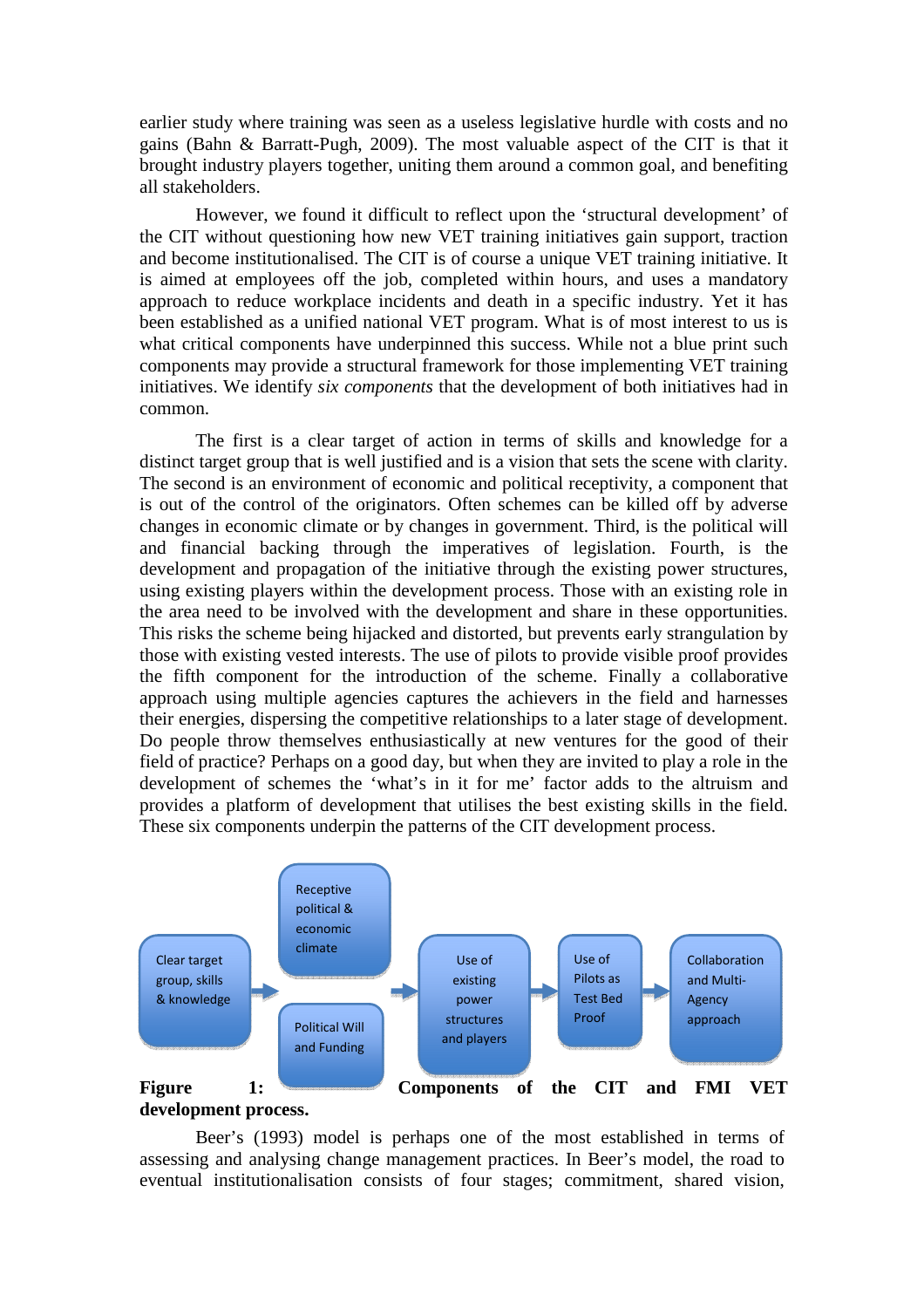earlier study where training was seen as a useless legislative hurdle with costs and no gains (Bahn & Barratt-Pugh, 2009). The most valuable aspect of the CIT is that it brought industry players together, uniting them around a common goal, and benefiting all stakeholders.

However, we found it difficult to reflect upon the 'structural development' of the CIT without questioning how new VET training initiatives gain support, traction and become institutionalised. The CIT is of course a unique VET training initiative. It is aimed at employees off the job, completed within hours, and uses a mandatory approach to reduce workplace incidents and death in a specific industry. Yet it has been established as a unified national VET program. What is of most interest to us is what critical components have underpinned this success. While not a blue print such components may provide a structural framework for those implementing VET training initiatives. We identify *six components* that the development of both initiatives had in common.

The first is a clear target of action in terms of skills and knowledge for a distinct target group that is well justified and is a vision that sets the scene with clarity. The second is an environment of economic and political receptivity, a component that is out of the control of the originators. Often schemes can be killed off by adverse changes in economic climate or by changes in government. Third, is the political will and financial backing through the imperatives of legislation. Fourth, is the development and propagation of the initiative through the existing power structures, using existing players within the development process. Those with an existing role in the area need to be involved with the development and share in these opportunities. This risks the scheme being hijacked and distorted, but prevents early strangulation by those with existing vested interests. The use of pilots to provide visible proof provides the fifth component for the introduction of the scheme. Finally a collaborative approach using multiple agencies captures the achievers in the field and harnesses their energies, dispersing the competitive relationships to a later stage of development. Do people throw themselves enthusiastically at new ventures for the good of their field of practice? Perhaps on a good day, but when they are invited to play a role in the development of schemes the 'what's in it for me' factor adds to the altruism and provides a platform of development that utilises the best existing skills in the field. These six components underpin the patterns of the CIT development process.

Clear target group, skills & knowledge → Receptive political & economic climate / Political Will and Funding → Use of existing power structures and players → Use of Pilots as Test Bed Proof → Collaboration and Multi-Agency approach

**Figure 1: Components of the CIT and FMI VET development process.**

Beer's (1993) model is perhaps one of the most established in terms of assessing and analysing change management practices. In Beer's model, the road to eventual institutionalisation consists of four stages; commitment, shared vision,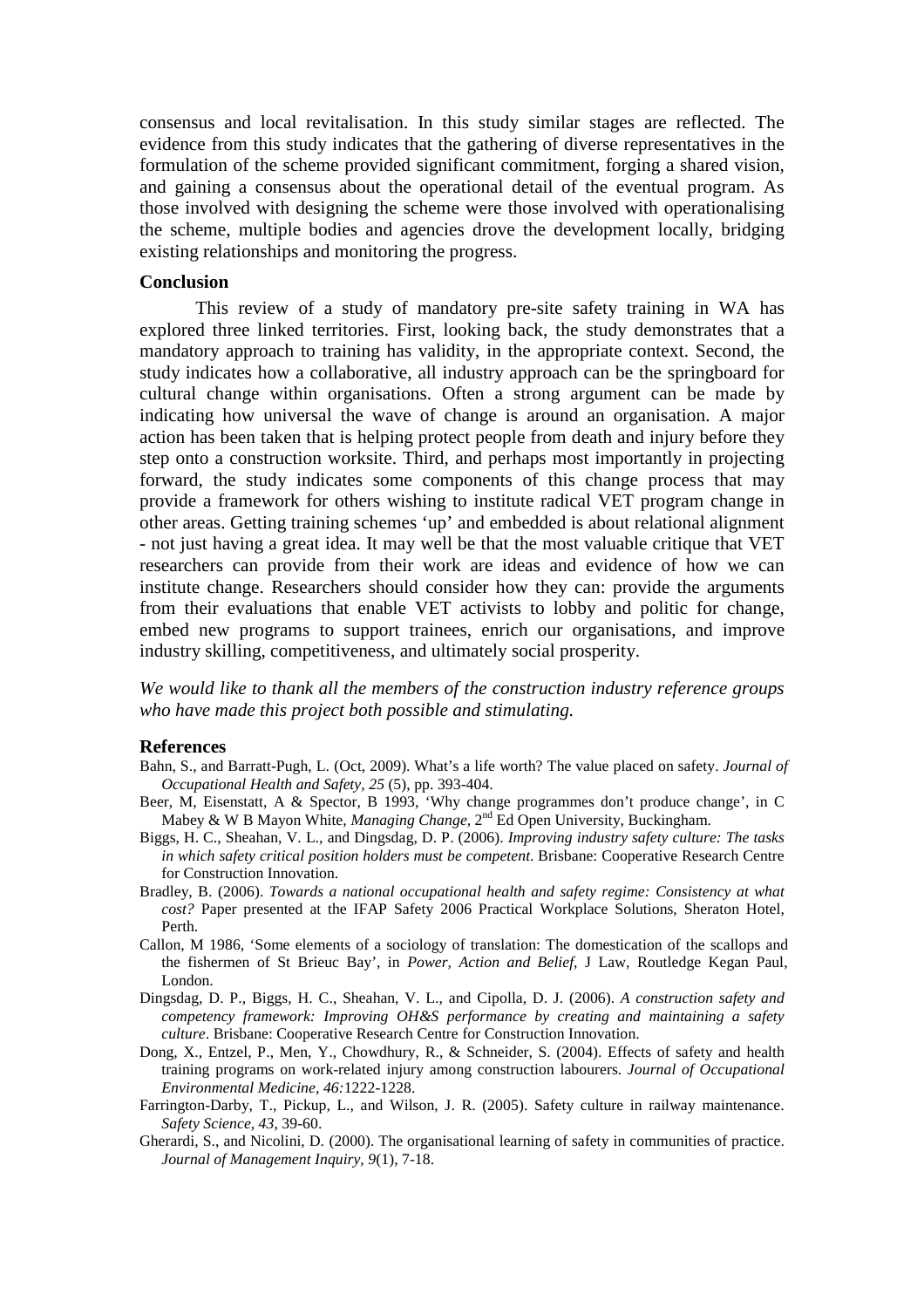consensus and local revitalisation. In this study similar stages are reflected. The evidence from this study indicates that the gathering of diverse representatives in the formulation of the scheme provided significant commitment, forging a shared vision, and gaining a consensus about the operational detail of the eventual program. As those involved with designing the scheme were those involved with operationalising the scheme, multiple bodies and agencies drove the development locally, bridging existing relationships and monitoring the progress.

### Conclusion

This review of a study of mandatory pre-site safety training in WA has explored three linked territories. First, looking back, the study demonstrates that a mandatory approach to training has validity, in the appropriate context. Second, the study indicates how a collaborative, all industry approach can be the springboard for cultural change within organisations. Often a strong argument can be made by indicating how universal the wave of change is around an organisation. A major action has been taken that is helping protect people from death and injury before they step onto a construction worksite. Third, and perhaps most importantly in projecting forward, the study indicates some components of this change process that may provide a framework for others wishing to institute radical VET program change in other areas. Getting training schemes 'up' and embedded is about relational alignment - not just having a great idea. It may well be that the most valuable critique that VET researchers can provide from their work are ideas and evidence of how we can institute change. Researchers should consider how they can: provide the arguments from their evaluations that enable VET activists to lobby and politic for change, embed new programs to support trainees, enrich our organisations, and improve industry skilling, competitiveness, and ultimately social prosperity.

*We would like to thank all the members of the construction industry reference groups who have made this project both possible and stimulating.*

### References

Bahn, S., and Barratt-Pugh, L. (Oct, 2009). What's a life worth? The value placed on safety. *Journal of Occupational Health and Safety, 25* (5), pp. 393-404.

Beer, M, Eisenstatt, A & Spector, B 1993, 'Why change programmes don't produce change', in C Mabey & W B Mayon White, *Managing Change*, 2nd Ed Open University, Buckingham.

Biggs, H. C., Sheahan, V. L., and Dingsdag, D. P. (2006). *Improving industry safety culture: The tasks in which safety critical position holders must be competent*. Brisbane: Cooperative Research Centre for Construction Innovation.

Bradley, B. (2006). *Towards a national occupational health and safety regime: Consistency at what cost?* Paper presented at the IFAP Safety 2006 Practical Workplace Solutions, Sheraton Hotel, Perth.

Callon, M 1986, 'Some elements of a sociology of translation: The domestication of the scallops and the fishermen of St Brieuc Bay', in *Power, Action and Belief*, J Law, Routledge Kegan Paul, London.

Dingsdag, D. P., Biggs, H. C., Sheahan, V. L., and Cipolla, D. J. (2006). *A construction safety and competency framework: Improving OH&S performance by creating and maintaining a safety culture*. Brisbane: Cooperative Research Centre for Construction Innovation.

Dong, X., Entzel, P., Men, Y., Chowdhury, R., & Schneider, S. (2004). Effects of safety and health training programs on work-related injury among construction labourers. *Journal of Occupational Environmental Medicine, 46:*1222-1228.

Farrington-Darby, T., Pickup, L., and Wilson, J. R. (2005). Safety culture in railway maintenance. *Safety Science, 43*, 39-60.

Gherardi, S., and Nicolini, D. (2000). The organisational learning of safety in communities of practice. *Journal of Management Inquiry, 9*(1), 7-18.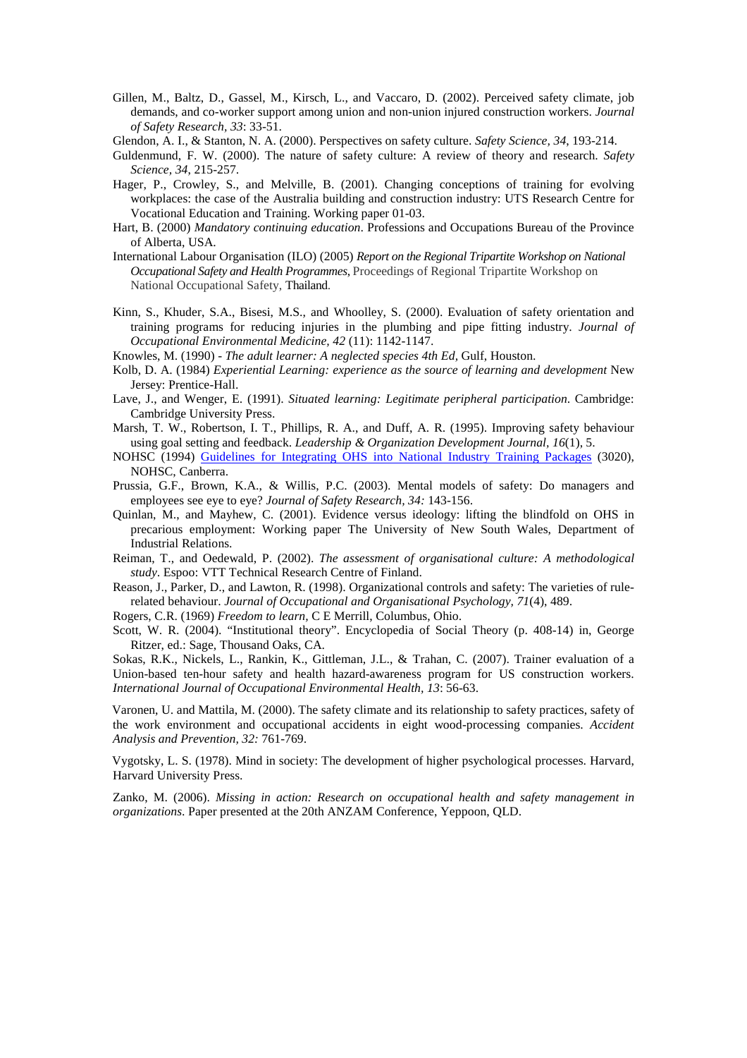Gillen, M., Baltz, D., Gassel, M., Kirsch, L., and Vaccaro, D. (2002). Perceived safety climate, job demands, and co-worker support among union and non-union injured construction workers. *Journal of Safety Research, 33*: 33-51.

Glendon, A. I., & Stanton, N. A. (2000). Perspectives on safety culture. *Safety Science, 34*, 193-214.

Guldenmund, F. W. (2000). The nature of safety culture: A review of theory and research. *Safety Science, 34*, 215-257.

Hager, P., Crowley, S., and Melville, B. (2001). Changing conceptions of training for evolving workplaces: the case of the Australia building and construction industry: UTS Research Centre for Vocational Education and Training. Working paper 01-03.

Hart, B. (2000) *Mandatory continuing education*. Professions and Occupations Bureau of the Province of Alberta, USA.

International Labour Organisation (ILO) (2005) *Report on the Regional Tripartite Workshop on National Occupational Safety and Health Programmes*, Proceedings of Regional Tripartite Workshop on National Occupational Safety, Thailand.

Kinn, S., Khuder, S.A., Bisesi, M.S., and Whoolley, S. (2000). Evaluation of safety orientation and training programs for reducing injuries in the plumbing and pipe fitting industry. *Journal of Occupational Environmental Medicine, 42* (11): 1142-1147.

Knowles, M. (1990) - *The adult learner: A neglected species 4th Ed*, Gulf, Houston.

Kolb, D. A. (1984) *Experiential Learning: experience as the source of learning and development* New Jersey: Prentice-Hall.

Lave, J., and Wenger, E. (1991). *Situated learning: Legitimate peripheral participation*. Cambridge: Cambridge University Press.

Marsh, T. W., Robertson, I. T., Phillips, R. A., and Duff, A. R. (1995). Improving safety behaviour using goal setting and feedback. *Leadership & Organization Development Journal, 16*(1), 5.

NOHSC (1994) Guidelines for Integrating OHS into National Industry Training Packages (3020), NOHSC, Canberra.

Prussia, G.F., Brown, K.A., & Willis, P.C. (2003). Mental models of safety: Do managers and employees see eye to eye? *Journal of Safety Research, 34:* 143-156.

Quinlan, M., and Mayhew, C. (2001). Evidence versus ideology: lifting the blindfold on OHS in precarious employment: Working paper The University of New South Wales, Department of Industrial Relations.

Reiman, T., and Oedewald, P. (2002). *The assessment of organisational culture: A methodological study*. Espoo: VTT Technical Research Centre of Finland.

Reason, J., Parker, D., and Lawton, R. (1998). Organizational controls and safety: The varieties of rule-related behaviour. *Journal of Occupational and Organisational Psychology, 71*(4), 489.

Rogers, C.R. (1969) *Freedom to learn*, C E Merrill, Columbus, Ohio.

Scott, W. R. (2004). "Institutional theory". Encyclopedia of Social Theory (p. 408-14) in, George Ritzer, ed.: Sage, Thousand Oaks, CA.

Sokas, R.K., Nickels, L., Rankin, K., Gittleman, J.L., & Trahan, C. (2007). Trainer evaluation of a Union-based ten-hour safety and health hazard-awareness program for US construction workers. *International Journal of Occupational Environmental Health, 13*: 56-63.

Varonen, U. and Mattila, M. (2000). The safety climate and its relationship to safety practices, safety of the work environment and occupational accidents in eight wood-processing companies. *Accident Analysis and Prevention, 32:* 761-769.

Vygotsky, L. S. (1978). Mind in society: The development of higher psychological processes. Harvard, Harvard University Press.

Zanko, M. (2006). *Missing in action: Research on occupational health and safety management in organizations*. Paper presented at the 20th ANZAM Conference, Yeppoon, QLD.